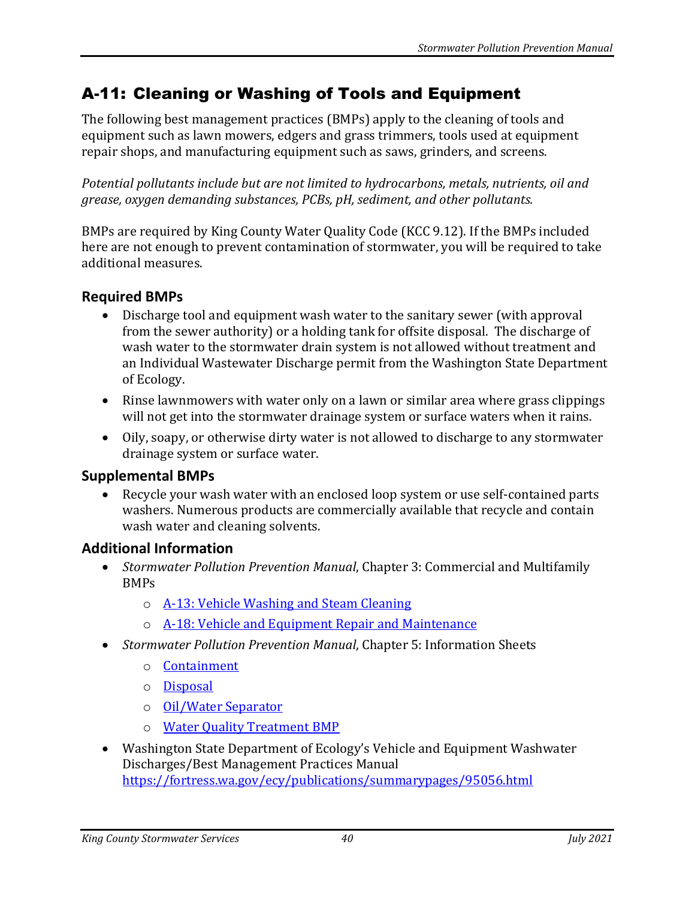## A-11: Cleaning or Washing of Tools and Equipment

The following best management practices (BMPs) apply to the cleaning of tools and equipment such as lawn mowers, edgers and grass trimmers, tools used at equipment repair shops, and manufacturing equipment such as saws, grinders, and screens.

*Potential pollutants include but are not limited to hydrocarbons, metals, nutrients, oil and grease, oxygen demanding substances, PCBs, pH, sediment, and other pollutants.*

BMPs are required by King County Water Quality Code (KCC 9.12). If the BMPs included here are not enough to prevent contamination of stormwater, you will be required to take additional measures.

### Required BMPs

- Discharge tool and equipment wash water to the sanitary sewer (with approval from the sewer authority) or a holding tank for offsite disposal. The discharge of wash water to the stormwater drain system is not allowed without treatment and an Individual Wastewater Discharge permit from the Washington State Department of Ecology.
- Rinse lawnmowers with water only on a lawn or similar area where grass clippings will not get into the stormwater drainage system or surface waters when it rains.
- Oily, soapy, or otherwise dirty water is not allowed to discharge to any stormwater drainage system or surface water.

### Supplemental BMPs

- Recycle your wash water with an enclosed loop system or use self-contained parts washers. Numerous products are commercially available that recycle and contain wash water and cleaning solvents.

### Additional Information

- *Stormwater Pollution Prevention Manual*, Chapter 3: Commercial and Multifamily BMPs
  - A-13: Vehicle Washing and Steam Cleaning
  - A-18: Vehicle and Equipment Repair and Maintenance
- *Stormwater Pollution Prevention Manual*, Chapter 5: Information Sheets
  - Containment
  - Disposal
  - Oil/Water Separator
  - Water Quality Treatment BMP
- Washington State Department of Ecology's Vehicle and Equipment Washwater Discharges/Best Management Practices Manual https://fortress.wa.gov/ecy/publications/summarypages/95056.html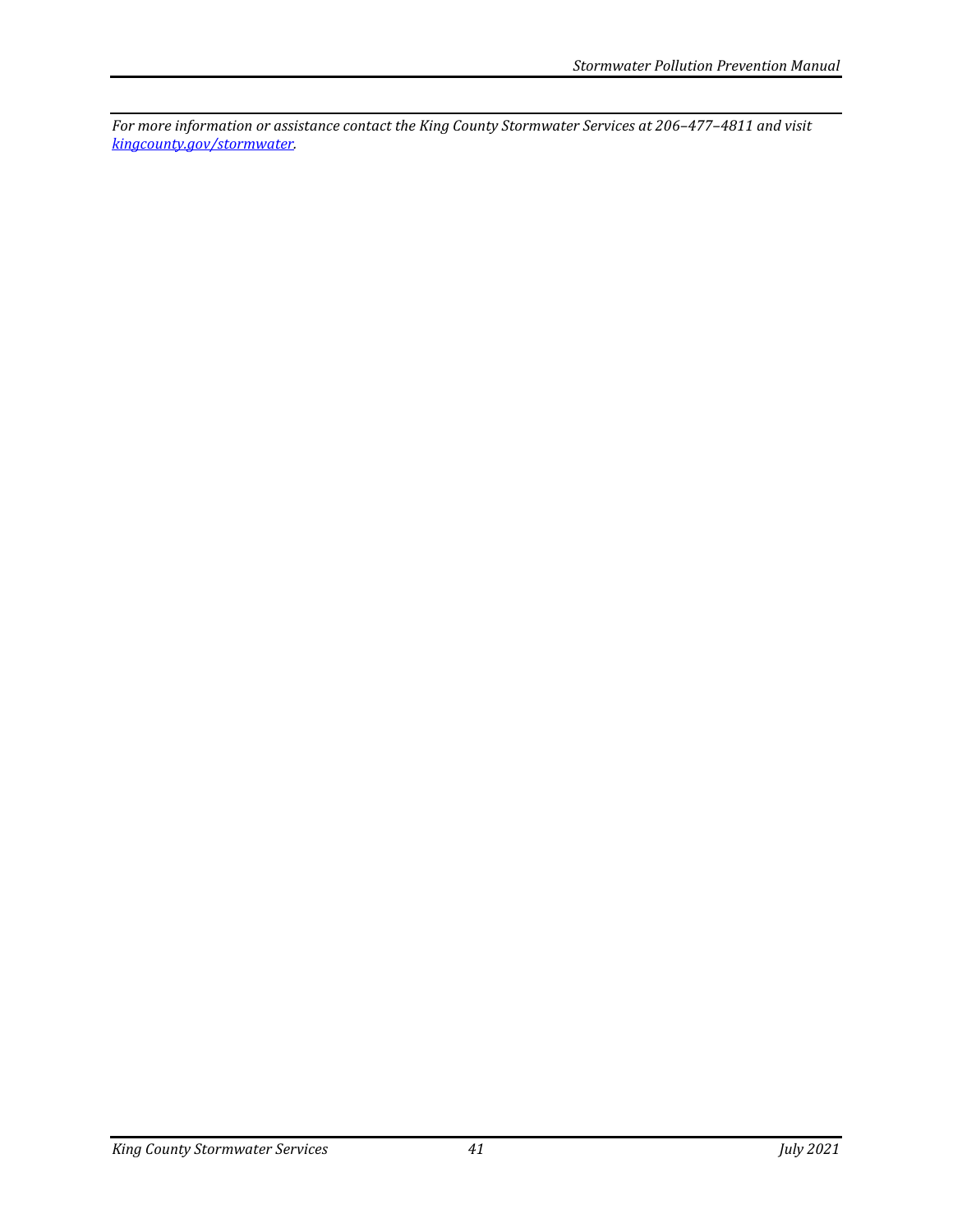*For more information or assistance contact the King County Stormwater Services at 206–477–4811 and visit [kingcounty.gov/stormwater](kingcounty.gov/stormwater).*